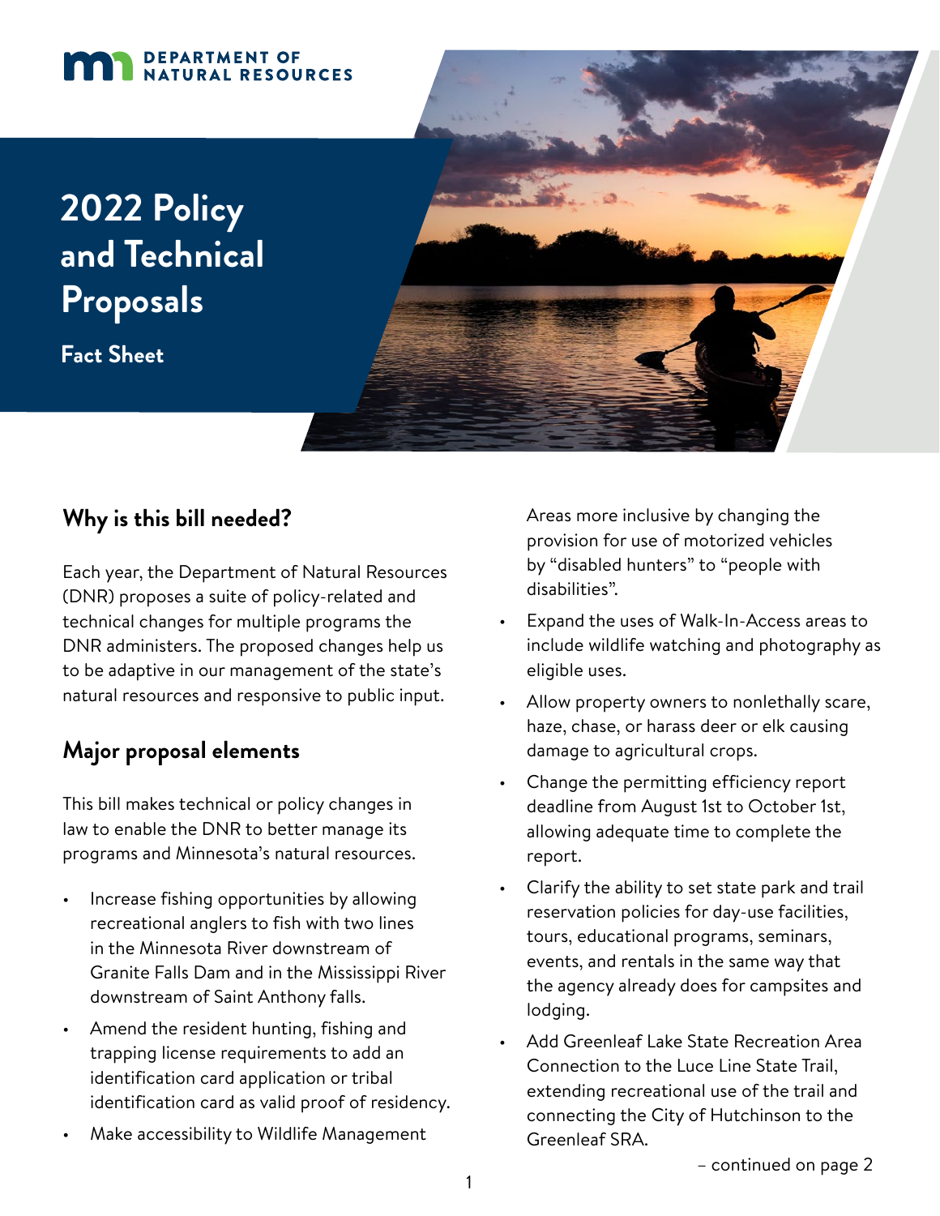DEPARTMENT OF NATURAL RESOURCES

# 2022 Policy and Technical Proposals

**Fact Sheet**

## Why is this bill needed?

Each year, the Department of Natural Resources (DNR) proposes a suite of policy-related and technical changes for multiple programs the DNR administers. The proposed changes help us to be adaptive in our management of the state's natural resources and responsive to public input.

## Major proposal elements

This bill makes technical or policy changes in law to enable the DNR to better manage its programs and Minnesota's natural resources.

- Increase fishing opportunities by allowing recreational anglers to fish with two lines in the Minnesota River downstream of Granite Falls Dam and in the Mississippi River downstream of Saint Anthony falls.
- Amend the resident hunting, fishing and trapping license requirements to add an identification card application or tribal identification card as valid proof of residency.
- Make accessibility to Wildlife Management Areas more inclusive by changing the provision for use of motorized vehicles by "disabled hunters" to "people with disabilities".
- Expand the uses of Walk-In-Access areas to include wildlife watching and photography as eligible uses.
- Allow property owners to nonlethally scare, haze, chase, or harass deer or elk causing damage to agricultural crops.
- Change the permitting efficiency report deadline from August 1st to October 1st, allowing adequate time to complete the report.
- Clarify the ability to set state park and trail reservation policies for day-use facilities, tours, educational programs, seminars, events, and rentals in the same way that the agency already does for campsites and lodging.
- Add Greenleaf Lake State Recreation Area Connection to the Luce Line State Trail, extending recreational use of the trail and connecting the City of Hutchinson to the Greenleaf SRA.

– continued on page 2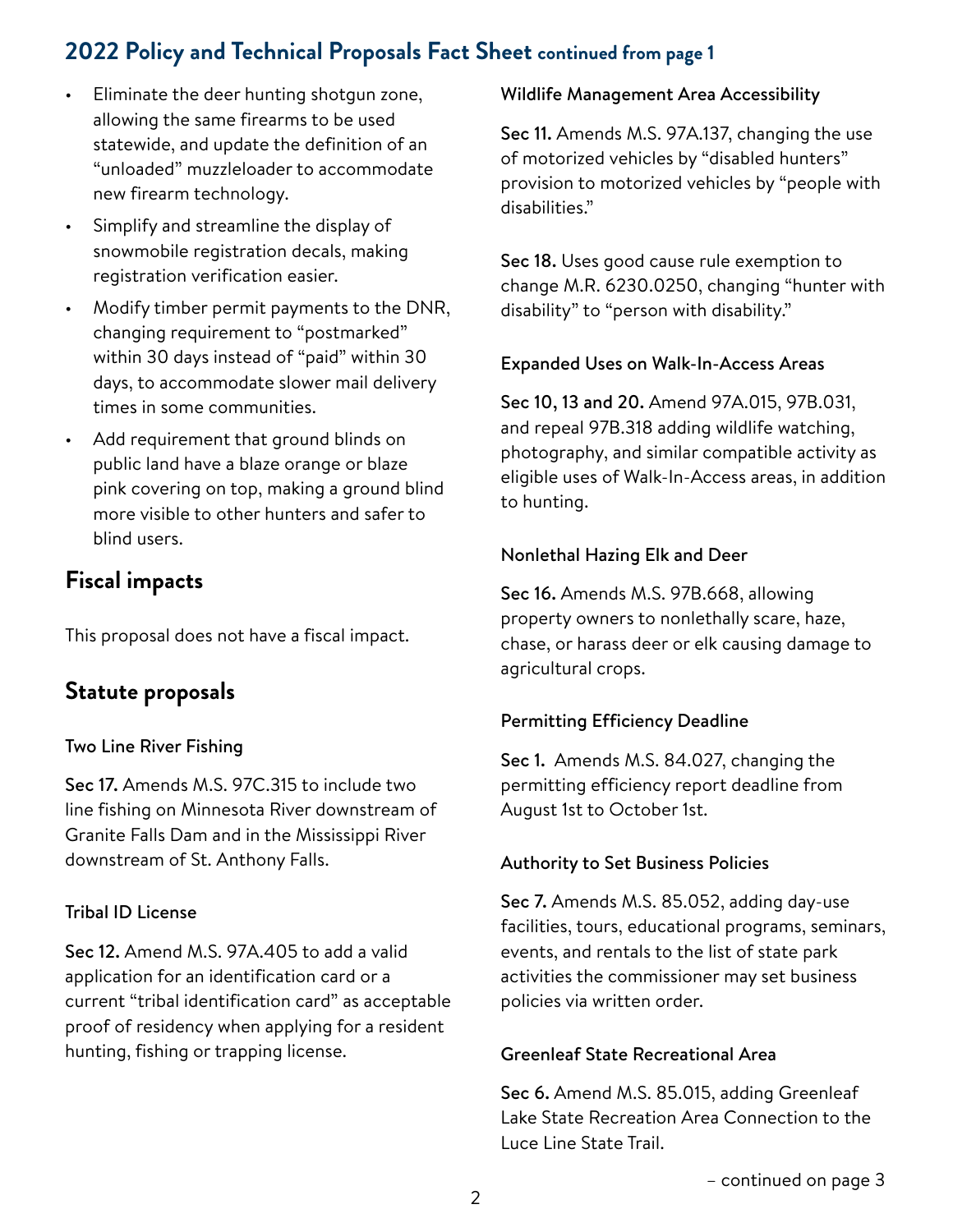## 2022 Policy and Technical Proposals Fact Sheet continued from page 1

- Eliminate the deer hunting shotgun zone, allowing the same firearms to be used statewide, and update the definition of an "unloaded" muzzleloader to accommodate new firearm technology.
- Simplify and streamline the display of snowmobile registration decals, making registration verification easier.
- Modify timber permit payments to the DNR, changing requirement to "postmarked" within 30 days instead of "paid" within 30 days, to accommodate slower mail delivery times in some communities.
- Add requirement that ground blinds on public land have a blaze orange or blaze pink covering on top, making a ground blind more visible to other hunters and safer to blind users.

## Fiscal impacts

This proposal does not have a fiscal impact.

## Statute proposals

### Two Line River Fishing

**Sec 17.** Amends M.S. 97C.315 to include two line fishing on Minnesota River downstream of Granite Falls Dam and in the Mississippi River downstream of St. Anthony Falls.

### Tribal ID License

**Sec 12.** Amend M.S. 97A.405 to add a valid application for an identification card or a current "tribal identification card" as acceptable proof of residency when applying for a resident hunting, fishing or trapping license.

### Wildlife Management Area Accessibility

**Sec 11.** Amends M.S. 97A.137, changing the use of motorized vehicles by "disabled hunters" provision to motorized vehicles by "people with disabilities."

**Sec 18.** Uses good cause rule exemption to change M.R. 6230.0250, changing "hunter with disability" to "person with disability."

### Expanded Uses on Walk-In-Access Areas

**Sec 10, 13 and 20.** Amend 97A.015, 97B.031, and repeal 97B.318 adding wildlife watching, photography, and similar compatible activity as eligible uses of Walk-In-Access areas, in addition to hunting.

### Nonlethal Hazing Elk and Deer

**Sec 16.** Amends M.S. 97B.668, allowing property owners to nonlethally scare, haze, chase, or harass deer or elk causing damage to agricultural crops.

### Permitting Efficiency Deadline

**Sec 1.** Amends M.S. 84.027, changing the permitting efficiency report deadline from August 1st to October 1st.

### Authority to Set Business Policies

**Sec 7.** Amends M.S. 85.052, adding day-use facilities, tours, educational programs, seminars, events, and rentals to the list of state park activities the commissioner may set business policies via written order.

### Greenleaf State Recreational Area

**Sec 6.** Amend M.S. 85.015, adding Greenleaf Lake State Recreation Area Connection to the Luce Line State Trail.

– continued on page 3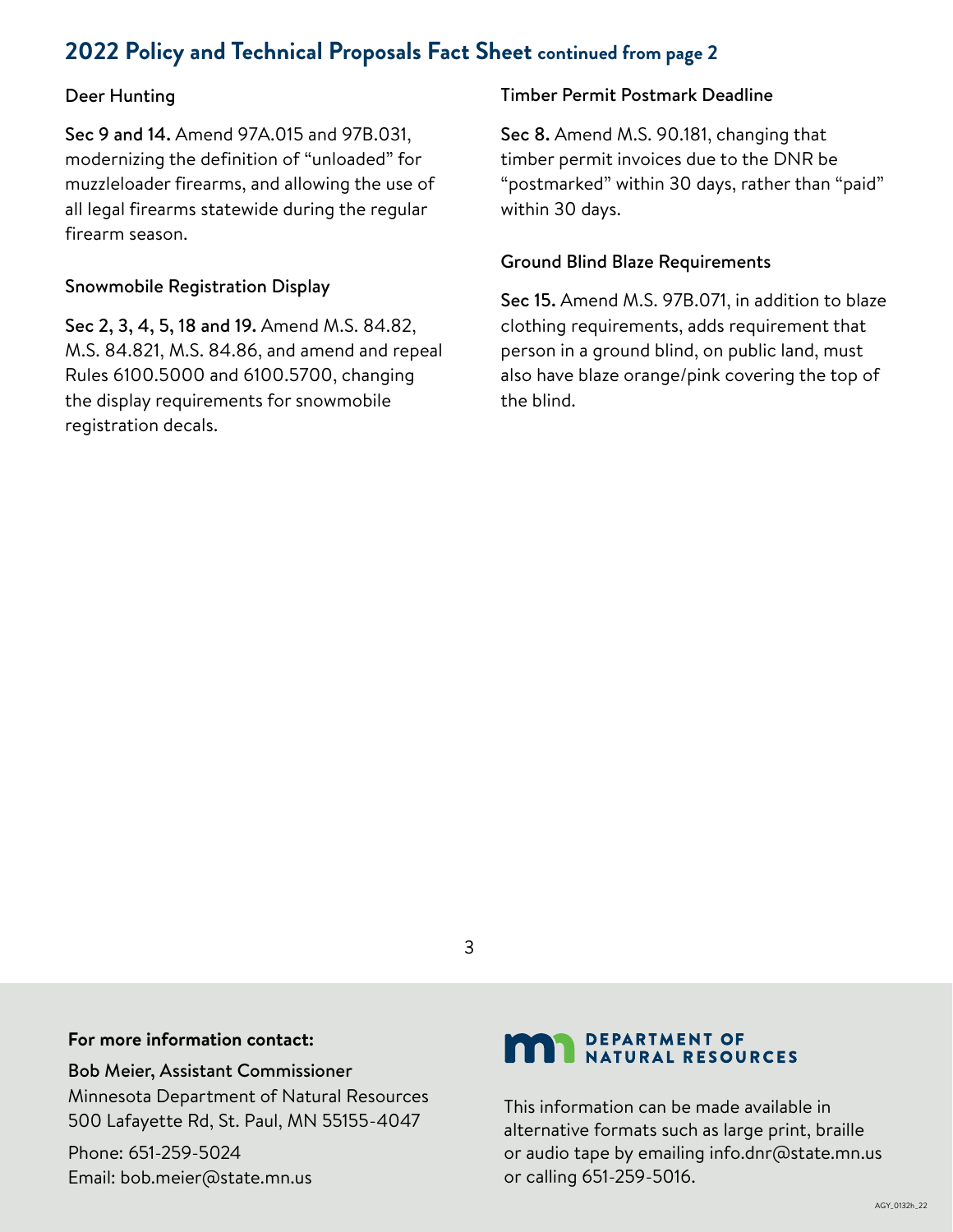## 2022 Policy and Technical Proposals Fact Sheet continued from page 2

### Deer Hunting

**Sec 9 and 14.** Amend 97A.015 and 97B.031, modernizing the definition of "unloaded" for muzzleloader firearms, and allowing the use of all legal firearms statewide during the regular firearm season.

### Snowmobile Registration Display

**Sec 2, 3, 4, 5, 18 and 19.** Amend M.S. 84.82, M.S. 84.821, M.S. 84.86, and amend and repeal Rules 6100.5000 and 6100.5700, changing the display requirements for snowmobile registration decals.

### Timber Permit Postmark Deadline

**Sec 8.** Amend M.S. 90.181, changing that timber permit invoices due to the DNR be "postmarked" within 30 days, rather than "paid" within 30 days.

### Ground Blind Blaze Requirements

**Sec 15.** Amend M.S. 97B.071, in addition to blaze clothing requirements, adds requirement that person in a ground blind, on public land, must also have blaze orange/pink covering the top of the blind.

**For more information contact:**

**Bob Meier, Assistant Commissioner**
Minnesota Department of Natural Resources
500 Lafayette Rd, St. Paul, MN 55155-4047

Phone: 651-259-5024
Email: bob.meier@state.mn.us

DEPARTMENT OF NATURAL RESOURCES

This information can be made available in alternative formats such as large print, braille or audio tape by emailing info.dnr@state.mn.us or calling 651-259-5016.

AGY_0132h_22